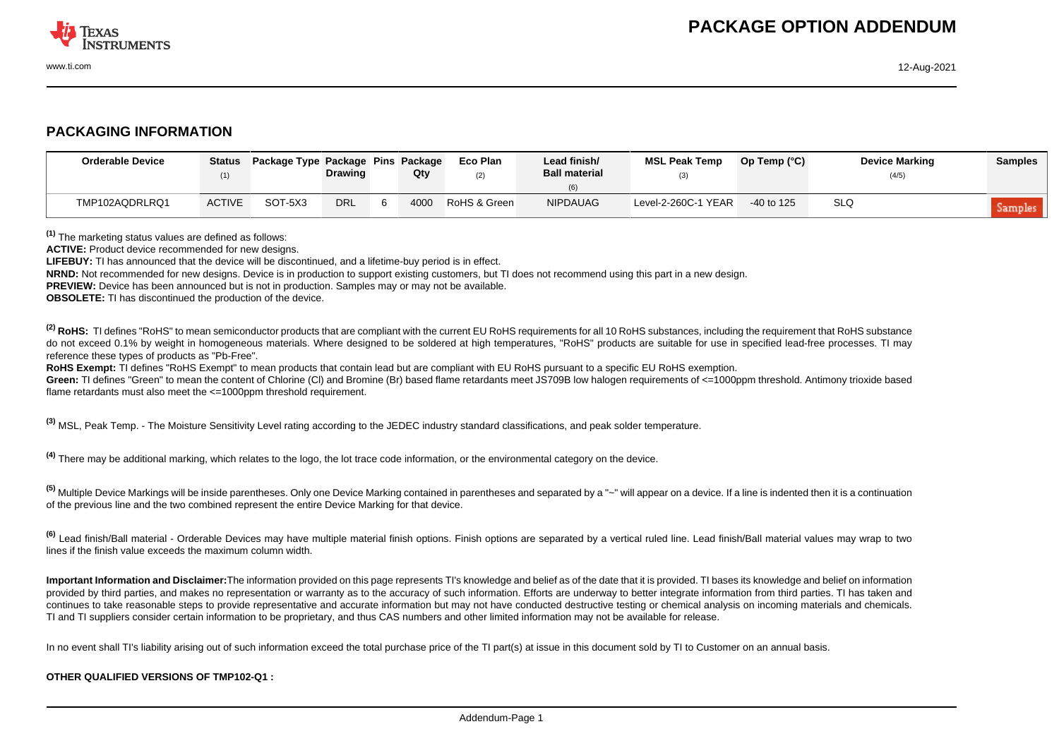# PACKAGE OPTION ADDENDUM

## PACKAGING INFORMATION

| Orderable Device | Status (1) | Package Type | Package Drawing | Pins | Package Qty | Eco Plan (2) | Lead finish/ Ball material (6) | MSL Peak Temp (3) | Op Temp (°C) | Device Marking (4/5) | Samples |
|---|---|---|---|---|---|---|---|---|---|---|---|
| TMP102AQDRLRQ1 | ACTIVE | SOT-5X3 | DRL | 6 | 4000 | RoHS & Green | NIPDAUAG | Level-2-260C-1 YEAR | -40 to 125 | SLQ | Samples |

[1] The marketing status values are defined as follows:

**ACTIVE:** Product device recommended for new designs.

**LIFEBUY:** TI has announced that the device will be discontinued, and a lifetime-buy period is in effect.

**NRND:** Not recommended for new designs. Device is in production to support existing customers, but TI does not recommend using this part in a new design.

**PREVIEW:** Device has been announced but is not in production. Samples may or may not be available.

**OBSOLETE:** TI has discontinued the production of the device.

[2] **RoHS:** TI defines "RoHS" to mean semiconductor products that are compliant with the current EU RoHS requirements for all 10 RoHS substances, including the requirement that RoHS substance do not exceed 0.1% by weight in homogeneous materials. Where designed to be soldered at high temperatures, "RoHS" products are suitable for use in specified lead-free processes. TI may reference these types of products as "Pb-Free".

**RoHS Exempt:** TI defines "RoHS Exempt" to mean products that contain lead but are compliant with EU RoHS pursuant to a specific EU RoHS exemption.

**Green:** TI defines "Green" to mean the content of Chlorine (Cl) and Bromine (Br) based flame retardants meet JS709B low halogen requirements of <=1000ppm threshold. Antimony trioxide based flame retardants must also meet the <=1000ppm threshold requirement.

[3] MSL, Peak Temp. - The Moisture Sensitivity Level rating according to the JEDEC industry standard classifications, and peak solder temperature.

[4] There may be additional marking, which relates to the logo, the lot trace code information, or the environmental category on the device.

[5] Multiple Device Markings will be inside parentheses. Only one Device Marking contained in parentheses and separated by a "~" will appear on a device. If a line is indented then it is a continuation of the previous line and the two combined represent the entire Device Marking for that device.

[6] Lead finish/Ball material - Orderable Devices may have multiple material finish options. Finish options are separated by a vertical ruled line. Lead finish/Ball material values may wrap to two lines if the finish value exceeds the maximum column width.

**Important Information and Disclaimer:**The information provided on this page represents TI's knowledge and belief as of the date that it is provided. TI bases its knowledge and belief on information provided by third parties, and makes no representation or warranty as to the accuracy of such information. Efforts are underway to better integrate information from third parties. TI has taken and continues to take reasonable steps to provide representative and accurate information but may not have conducted destructive testing or chemical analysis on incoming materials and chemicals. TI and TI suppliers consider certain information to be proprietary, and thus CAS numbers and other limited information may not be available for release.

In no event shall TI's liability arising out of such information exceed the total purchase price of the TI part(s) at issue in this document sold by TI to Customer on an annual basis.

**OTHER QUALIFIED VERSIONS OF TMP102-Q1 :**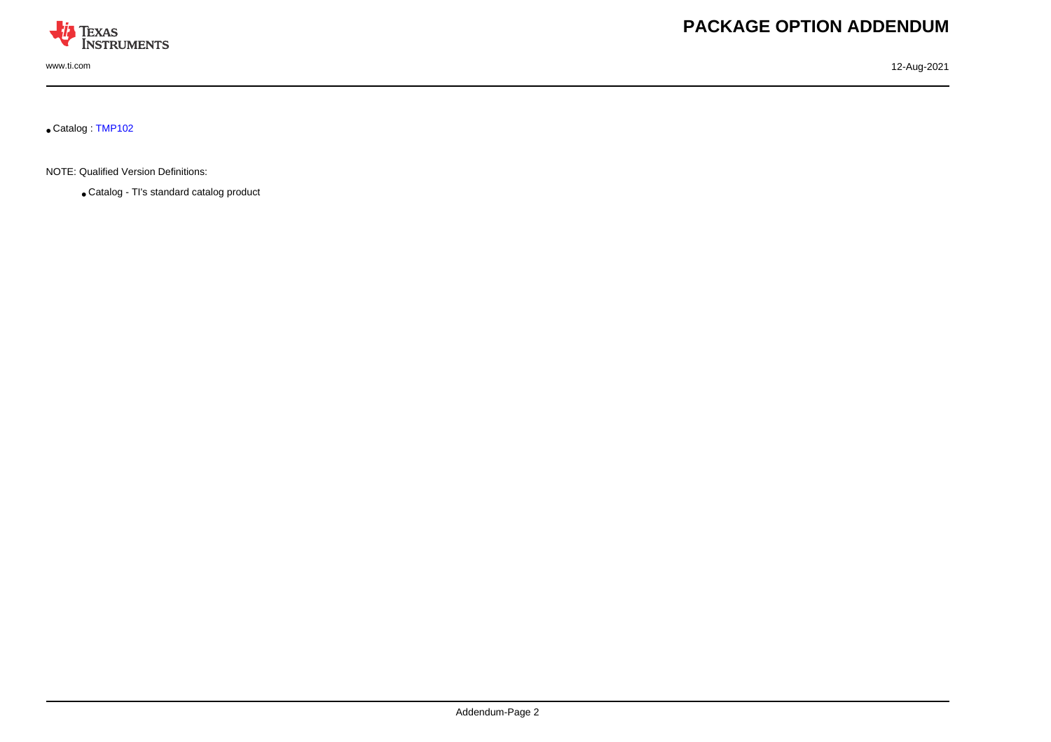- Catalog : TMP102

NOTE: Qualified Version Definitions:

- Catalog - TI's standard catalog product